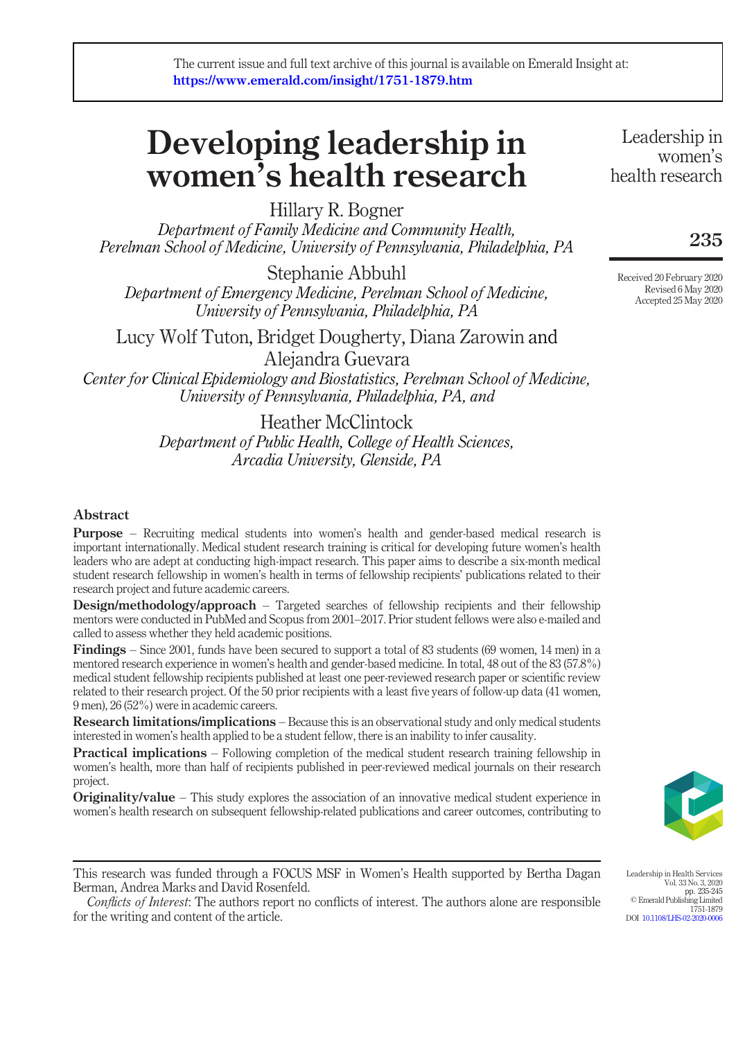The current issue and full text archive of this journal is available on Emerald Insight at: https://www.emerald.com/insight/1751-1879.htm

# Developing leadership in women's health research

Hillary R. Bogner
*Department of Family Medicine and Community Health, Perelman School of Medicine, University of Pennsylvania, Philadelphia, PA*

Stephanie Abbuhl
*Department of Emergency Medicine, Perelman School of Medicine, University of Pennsylvania, Philadelphia, PA*

Lucy Wolf Tuton, Bridget Dougherty, Diana Zarowin and Alejandra Guevara
*Center for Clinical Epidemiology and Biostatistics, Perelman School of Medicine, University of Pennsylvania, Philadelphia, PA, and*

Heather McClintock
*Department of Public Health, College of Health Sciences, Arcadia University, Glenside, PA*

Received 20 February 2020
Revised 6 May 2020
Accepted 25 May 2020

## Abstract

**Purpose** – Recruiting medical students into women's health and gender-based medical research is important internationally. Medical student research training is critical for developing future women's health leaders who are adept at conducting high-impact research. This paper aims to describe a six-month medical student research fellowship in women's health in terms of fellowship recipients' publications related to their research project and future academic careers.

**Design/methodology/approach** – Targeted searches of fellowship recipients and their fellowship mentors were conducted in PubMed and Scopus from 2001–2017. Prior student fellows were also e-mailed and called to assess whether they held academic positions.

**Findings** – Since 2001, funds have been secured to support a total of 83 students (69 women, 14 men) in a mentored research experience in women's health and gender-based medicine. In total, 48 out of the 83 (57.8%) medical student fellowship recipients published at least one peer-reviewed research paper or scientific review related to their research project. Of the 50 prior recipients with a least five years of follow-up data (41 women, 9 men), 26 (52%) were in academic careers.

**Research limitations/implications** – Because this is an observational study and only medical students interested in women's health applied to be a student fellow, there is an inability to infer causality.

**Practical implications** – Following completion of the medical student research training fellowship in women's health, more than half of recipients published in peer-reviewed medical journals on their research project.

**Originality/value** – This study explores the association of an innovative medical student experience in women's health research on subsequent fellowship-related publications and career outcomes, contributing to

---

This research was funded through a FOCUS MSF in Women's Health supported by Bertha Dagan Berman, Andrea Marks and David Rosenfeld.

*Conflicts of Interest*: The authors report no conflicts of interest. The authors alone are responsible for the writing and content of the article.

Leadership in Health Services
Vol. 33 No. 3, 2020
pp. 235-245
© Emerald Publishing Limited
1751-1879
DOI 10.1108/LHS-02-2020-0006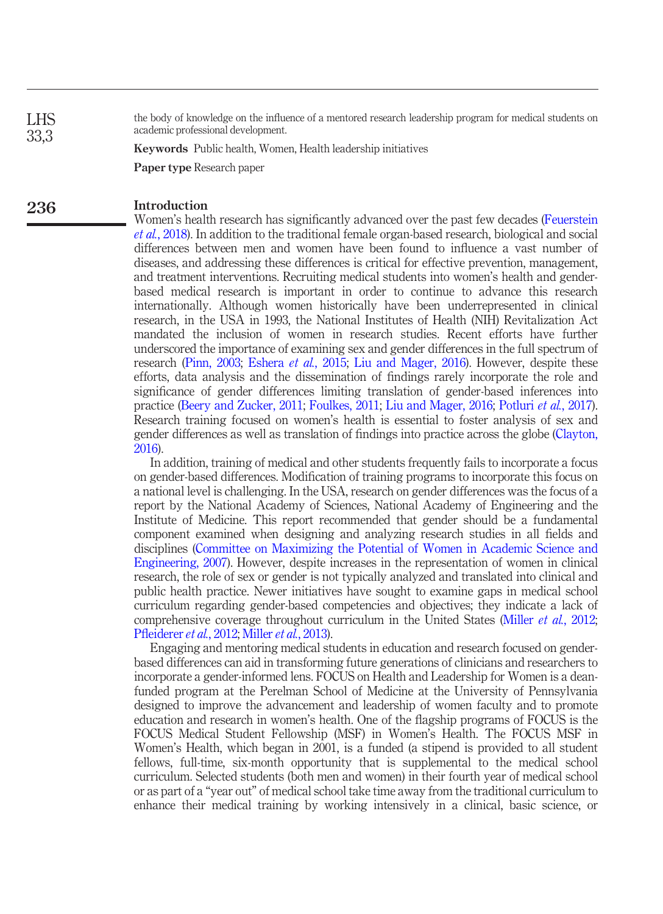the body of knowledge on the influence of a mentored research leadership program for medical students on academic professional development.

**Keywords** Public health, Women, Health leadership initiatives

**Paper type** Research paper

## Introduction

Women's health research has significantly advanced over the past few decades (Feuerstein *et al.*, 2018). In addition to the traditional female organ-based research, biological and social differences between men and women have been found to influence a vast number of diseases, and addressing these differences is critical for effective prevention, management, and treatment interventions. Recruiting medical students into women's health and gender-based medical research is important in order to continue to advance this research internationally. Although women historically have been underrepresented in clinical research, in the USA in 1993, the National Institutes of Health (NIH) Revitalization Act mandated the inclusion of women in research studies. Recent efforts have further underscored the importance of examining sex and gender differences in the full spectrum of research (Pinn, 2003; Eshera *et al.*, 2015; Liu and Mager, 2016). However, despite these efforts, data analysis and the dissemination of findings rarely incorporate the role and significance of gender differences limiting translation of gender-based inferences into practice (Beery and Zucker, 2011; Foulkes, 2011; Liu and Mager, 2016; Potluri *et al.*, 2017). Research training focused on women's health is essential to foster analysis of sex and gender differences as well as translation of findings into practice across the globe (Clayton, 2016).

In addition, training of medical and other students frequently fails to incorporate a focus on gender-based differences. Modification of training programs to incorporate this focus on a national level is challenging. In the USA, research on gender differences was the focus of a report by the National Academy of Sciences, National Academy of Engineering and the Institute of Medicine. This report recommended that gender should be a fundamental component examined when designing and analyzing research studies in all fields and disciplines (Committee on Maximizing the Potential of Women in Academic Science and Engineering, 2007). However, despite increases in the representation of women in clinical research, the role of sex or gender is not typically analyzed and translated into clinical and public health practice. Newer initiatives have sought to examine gaps in medical school curriculum regarding gender-based competencies and objectives; they indicate a lack of comprehensive coverage throughout curriculum in the United States (Miller *et al.*, 2012; Pfleiderer *et al.*, 2012; Miller *et al.*, 2013).

Engaging and mentoring medical students in education and research focused on gender-based differences can aid in transforming future generations of clinicians and researchers to incorporate a gender-informed lens. FOCUS on Health and Leadership for Women is a dean-funded program at the Perelman School of Medicine at the University of Pennsylvania designed to improve the advancement and leadership of women faculty and to promote education and research in women's health. One of the flagship programs of FOCUS is the FOCUS Medical Student Fellowship (MSF) in Women's Health. The FOCUS MSF in Women's Health, which began in 2001, is a funded (a stipend is provided to all student fellows, full-time, six-month opportunity that is supplemental to the medical school curriculum. Selected students (both men and women) in their fourth year of medical school or as part of a "year out" of medical school take time away from the traditional curriculum to enhance their medical training by working intensively in a clinical, basic science, or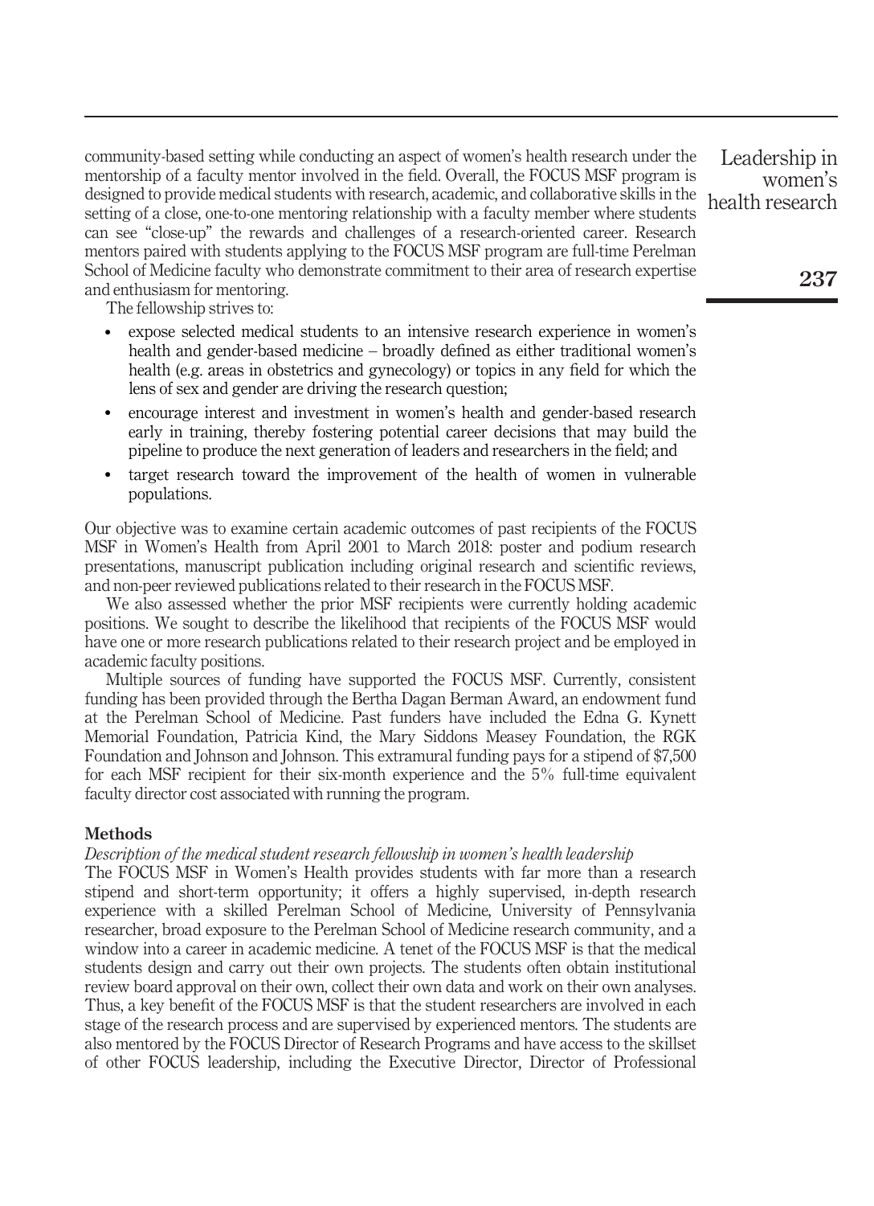community-based setting while conducting an aspect of women's health research under the mentorship of a faculty mentor involved in the field. Overall, the FOCUS MSF program is designed to provide medical students with research, academic, and collaborative skills in the setting of a close, one-to-one mentoring relationship with a faculty member where students can see "close-up" the rewards and challenges of a research-oriented career. Research mentors paired with students applying to the FOCUS MSF program are full-time Perelman School of Medicine faculty who demonstrate commitment to their area of research expertise and enthusiasm for mentoring.

The fellowship strives to:

- expose selected medical students to an intensive research experience in women's health and gender-based medicine – broadly defined as either traditional women's health (e.g. areas in obstetrics and gynecology) or topics in any field for which the lens of sex and gender are driving the research question;
- encourage interest and investment in women's health and gender-based research early in training, thereby fostering potential career decisions that may build the pipeline to produce the next generation of leaders and researchers in the field; and
- target research toward the improvement of the health of women in vulnerable populations.

Our objective was to examine certain academic outcomes of past recipients of the FOCUS MSF in Women's Health from April 2001 to March 2018: poster and podium research presentations, manuscript publication including original research and scientific reviews, and non-peer reviewed publications related to their research in the FOCUS MSF.

We also assessed whether the prior MSF recipients were currently holding academic positions. We sought to describe the likelihood that recipients of the FOCUS MSF would have one or more research publications related to their research project and be employed in academic faculty positions.

Multiple sources of funding have supported the FOCUS MSF. Currently, consistent funding has been provided through the Bertha Dagan Berman Award, an endowment fund at the Perelman School of Medicine. Past funders have included the Edna G. Kynett Memorial Foundation, Patricia Kind, the Mary Siddons Measey Foundation, the RGK Foundation and Johnson and Johnson. This extramural funding pays for a stipend of $7,500 for each MSF recipient for their six-month experience and the 5% full-time equivalent faculty director cost associated with running the program.

## Methods

### *Description of the medical student research fellowship in women's health leadership*

The FOCUS MSF in Women's Health provides students with far more than a research stipend and short-term opportunity; it offers a highly supervised, in-depth research experience with a skilled Perelman School of Medicine, University of Pennsylvania researcher, broad exposure to the Perelman School of Medicine research community, and a window into a career in academic medicine. A tenet of the FOCUS MSF is that the medical students design and carry out their own projects. The students often obtain institutional review board approval on their own, collect their own data and work on their own analyses. Thus, a key benefit of the FOCUS MSF is that the student researchers are involved in each stage of the research process and are supervised by experienced mentors. The students are also mentored by the FOCUS Director of Research Programs and have access to the skillset of other FOCUS leadership, including the Executive Director, Director of Professional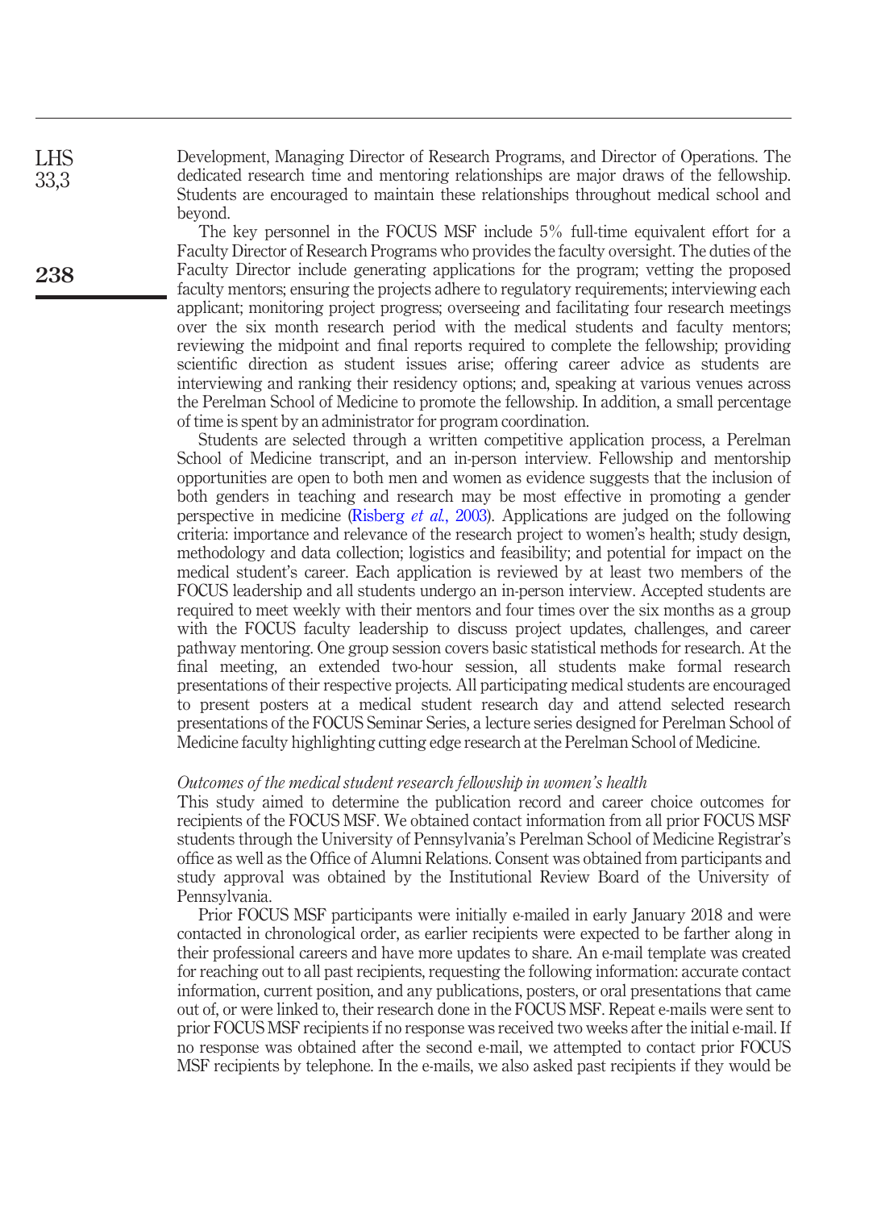Development, Managing Director of Research Programs, and Director of Operations. The dedicated research time and mentoring relationships are major draws of the fellowship. Students are encouraged to maintain these relationships throughout medical school and beyond.

The key personnel in the FOCUS MSF include 5% full-time equivalent effort for a Faculty Director of Research Programs who provides the faculty oversight. The duties of the Faculty Director include generating applications for the program; vetting the proposed faculty mentors; ensuring the projects adhere to regulatory requirements; interviewing each applicant; monitoring project progress; overseeing and facilitating four research meetings over the six month research period with the medical students and faculty mentors; reviewing the midpoint and final reports required to complete the fellowship; providing scientific direction as student issues arise; offering career advice as students are interviewing and ranking their residency options; and, speaking at various venues across the Perelman School of Medicine to promote the fellowship. In addition, a small percentage of time is spent by an administrator for program coordination.

Students are selected through a written competitive application process, a Perelman School of Medicine transcript, and an in-person interview. Fellowship and mentorship opportunities are open to both men and women as evidence suggests that the inclusion of both genders in teaching and research may be most effective in promoting a gender perspective in medicine (Risberg *et al.*, 2003). Applications are judged on the following criteria: importance and relevance of the research project to women's health; study design, methodology and data collection; logistics and feasibility; and potential for impact on the medical student's career. Each application is reviewed by at least two members of the FOCUS leadership and all students undergo an in-person interview. Accepted students are required to meet weekly with their mentors and four times over the six months as a group with the FOCUS faculty leadership to discuss project updates, challenges, and career pathway mentoring. One group session covers basic statistical methods for research. At the final meeting, an extended two-hour session, all students make formal research presentations of their respective projects. All participating medical students are encouraged to present posters at a medical student research day and attend selected research presentations of the FOCUS Seminar Series, a lecture series designed for Perelman School of Medicine faculty highlighting cutting edge research at the Perelman School of Medicine.

### *Outcomes of the medical student research fellowship in women's health*

This study aimed to determine the publication record and career choice outcomes for recipients of the FOCUS MSF. We obtained contact information from all prior FOCUS MSF students through the University of Pennsylvania's Perelman School of Medicine Registrar's office as well as the Office of Alumni Relations. Consent was obtained from participants and study approval was obtained by the Institutional Review Board of the University of Pennsylvania.

Prior FOCUS MSF participants were initially e-mailed in early January 2018 and were contacted in chronological order, as earlier recipients were expected to be farther along in their professional careers and have more updates to share. An e-mail template was created for reaching out to all past recipients, requesting the following information: accurate contact information, current position, and any publications, posters, or oral presentations that came out of, or were linked to, their research done in the FOCUS MSF. Repeat e-mails were sent to prior FOCUS MSF recipients if no response was received two weeks after the initial e-mail. If no response was obtained after the second e-mail, we attempted to contact prior FOCUS MSF recipients by telephone. In the e-mails, we also asked past recipients if they would be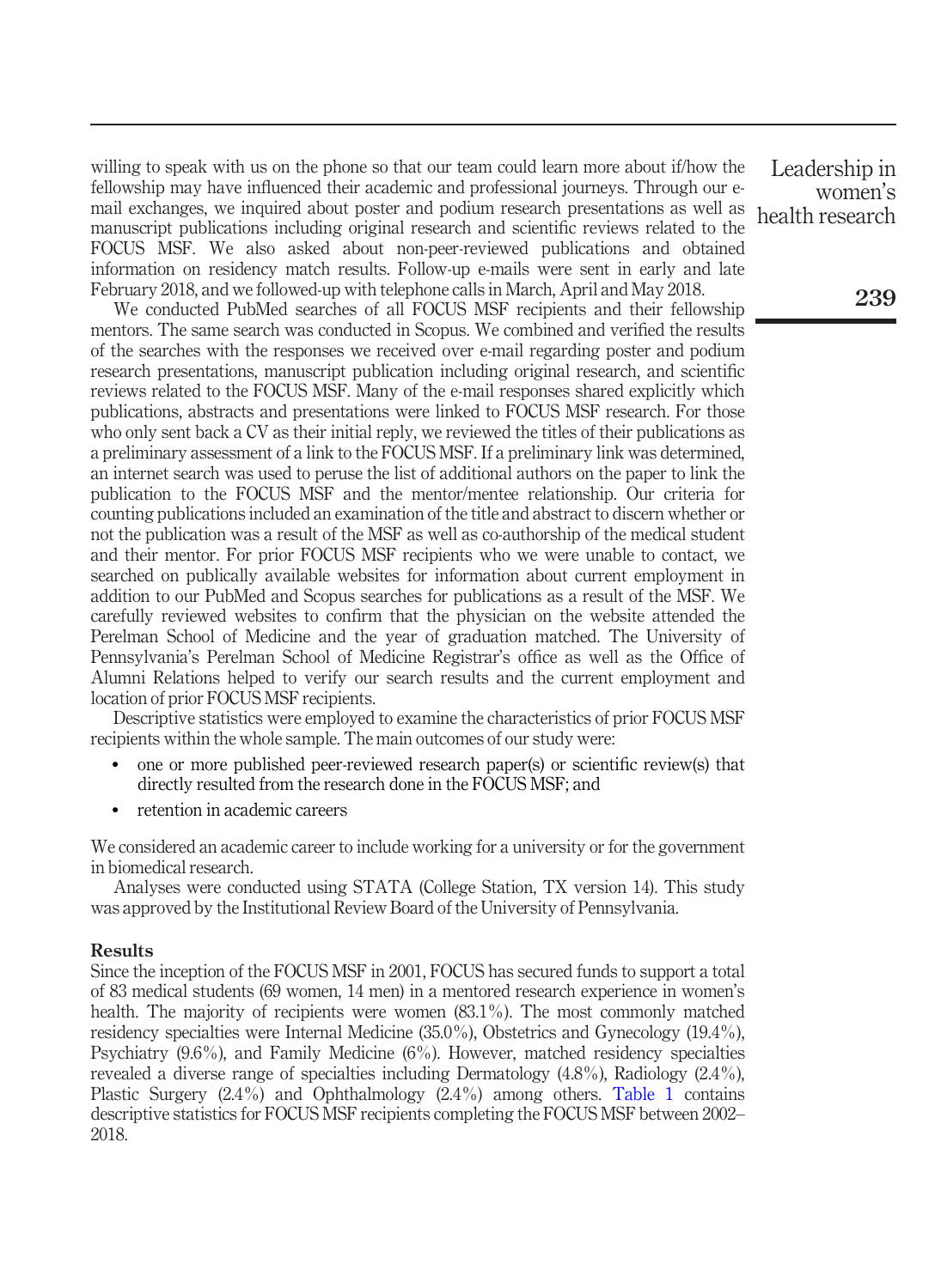willing to speak with us on the phone so that our team could learn more about if/how the fellowship may have influenced their academic and professional journeys. Through our e-mail exchanges, we inquired about poster and podium research presentations as well as manuscript publications including original research and scientific reviews related to the FOCUS MSF. We also asked about non-peer-reviewed publications and obtained information on residency match results. Follow-up e-mails were sent in early and late February 2018, and we followed-up with telephone calls in March, April and May 2018.

We conducted PubMed searches of all FOCUS MSF recipients and their fellowship mentors. The same search was conducted in Scopus. We combined and verified the results of the searches with the responses we received over e-mail regarding poster and podium research presentations, manuscript publication including original research, and scientific reviews related to the FOCUS MSF. Many of the e-mail responses shared explicitly which publications, abstracts and presentations were linked to FOCUS MSF research. For those who only sent back a CV as their initial reply, we reviewed the titles of their publications as a preliminary assessment of a link to the FOCUS MSF. If a preliminary link was determined, an internet search was used to peruse the list of additional authors on the paper to link the publication to the FOCUS MSF and the mentor/mentee relationship. Our criteria for counting publications included an examination of the title and abstract to discern whether or not the publication was a result of the MSF as well as co-authorship of the medical student and their mentor. For prior FOCUS MSF recipients who we were unable to contact, we searched on publically available websites for information about current employment in addition to our PubMed and Scopus searches for publications as a result of the MSF. We carefully reviewed websites to confirm that the physician on the website attended the Perelman School of Medicine and the year of graduation matched. The University of Pennsylvania's Perelman School of Medicine Registrar's office as well as the Office of Alumni Relations helped to verify our search results and the current employment and location of prior FOCUS MSF recipients.

Descriptive statistics were employed to examine the characteristics of prior FOCUS MSF recipients within the whole sample. The main outcomes of our study were:

- one or more published peer-reviewed research paper(s) or scientific review(s) that directly resulted from the research done in the FOCUS MSF; and
- retention in academic careers

We considered an academic career to include working for a university or for the government in biomedical research.

Analyses were conducted using STATA (College Station, TX version 14). This study was approved by the Institutional Review Board of the University of Pennsylvania.

## Results

Since the inception of the FOCUS MSF in 2001, FOCUS has secured funds to support a total of 83 medical students (69 women, 14 men) in a mentored research experience in women's health. The majority of recipients were women (83.1%). The most commonly matched residency specialties were Internal Medicine (35.0%), Obstetrics and Gynecology (19.4%), Psychiatry (9.6%), and Family Medicine (6%). However, matched residency specialties revealed a diverse range of specialties including Dermatology (4.8%), Radiology (2.4%), Plastic Surgery (2.4%) and Ophthalmology (2.4%) among others. Table 1 contains descriptive statistics for FOCUS MSF recipients completing the FOCUS MSF between 2002–2018.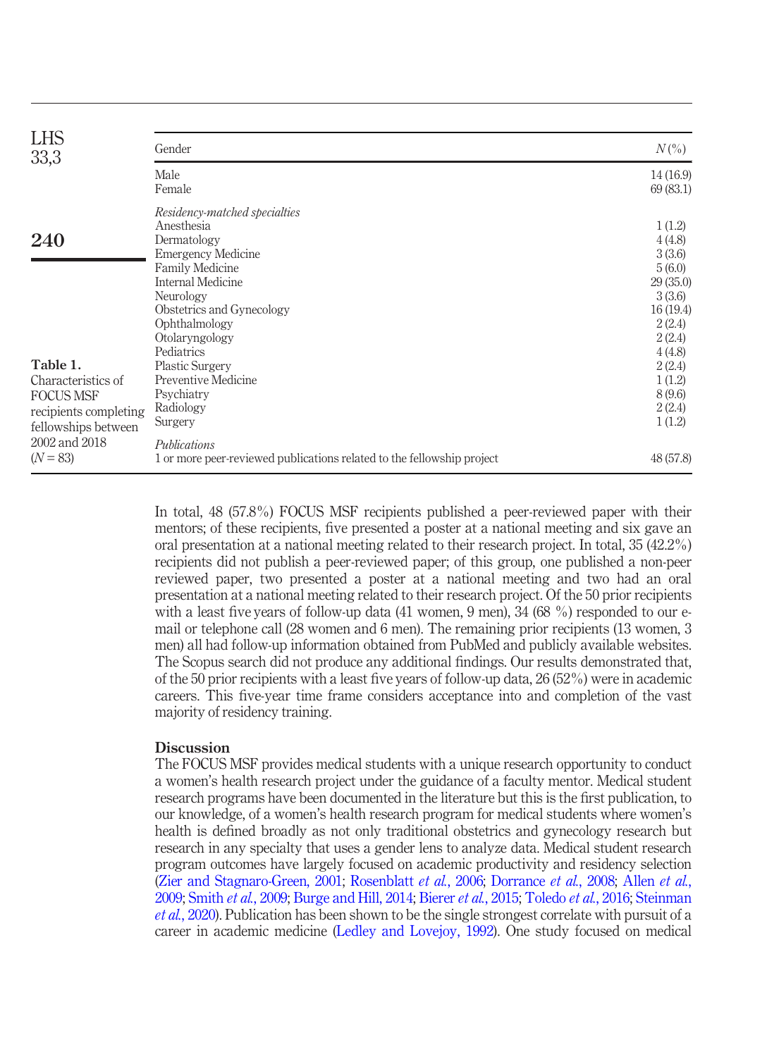Table 1. Characteristics of FOCUS MSF recipients completing fellowships between 2002 and 2018 ($N = 83$)

| Gender | N (%) |
|---|---|
| Male | 14 (16.9) |
| Female | 69 (83.1) |
| *Residency-matched specialties* | |
| Anesthesia | 1 (1.2) |
| Dermatology | 4 (4.8) |
| Emergency Medicine | 3 (3.6) |
| Family Medicine | 5 (6.0) |
| Internal Medicine | 29 (35.0) |
| Neurology | 3 (3.6) |
| Obstetrics and Gynecology | 16 (19.4) |
| Ophthalmology | 2 (2.4) |
| Otolaryngology | 2 (2.4) |
| Pediatrics | 4 (4.8) |
| Plastic Surgery | 2 (2.4) |
| Preventive Medicine | 1 (1.2) |
| Psychiatry | 8 (9.6) |
| Radiology | 2 (2.4) |
| Surgery | 1 (1.2) |
| *Publications* | |
| 1 or more peer-reviewed publications related to the fellowship project | 48 (57.8) |

In total, 48 (57.8%) FOCUS MSF recipients published a peer-reviewed paper with their mentors; of these recipients, five presented a poster at a national meeting and six gave an oral presentation at a national meeting related to their research project. In total, 35 (42.2%) recipients did not publish a peer-reviewed paper; of this group, one published a non-peer reviewed paper, two presented a poster at a national meeting and two had an oral presentation at a national meeting related to their research project. Of the 50 prior recipients with a least five years of follow-up data (41 women, 9 men), 34 (68 %) responded to our e-mail or telephone call (28 women and 6 men). The remaining prior recipients (13 women, 3 men) all had follow-up information obtained from PubMed and publicly available websites. The Scopus search did not produce any additional findings. Our results demonstrated that, of the 50 prior recipients with a least five years of follow-up data, 26 (52%) were in academic careers. This five-year time frame considers acceptance into and completion of the vast majority of residency training.

## Discussion

The FOCUS MSF provides medical students with a unique research opportunity to conduct a women's health research project under the guidance of a faculty mentor. Medical student research programs have been documented in the literature but this is the first publication, to our knowledge, of a women's health research program for medical students where women's health is defined broadly as not only traditional obstetrics and gynecology research but research in any specialty that uses a gender lens to analyze data. Medical student research program outcomes have largely focused on academic productivity and residency selection (Zier and Stagnaro-Green, 2001; Rosenblatt *et al.*, 2006; Dorrance *et al.*, 2008; Allen *et al.*, 2009; Smith *et al.*, 2009; Burge and Hill, 2014; Bierer *et al.*, 2015; Toledo *et al.*, 2016; Steinman *et al.*, 2020). Publication has been shown to be the single strongest correlate with pursuit of a career in academic medicine (Ledley and Lovejoy, 1992). One study focused on medical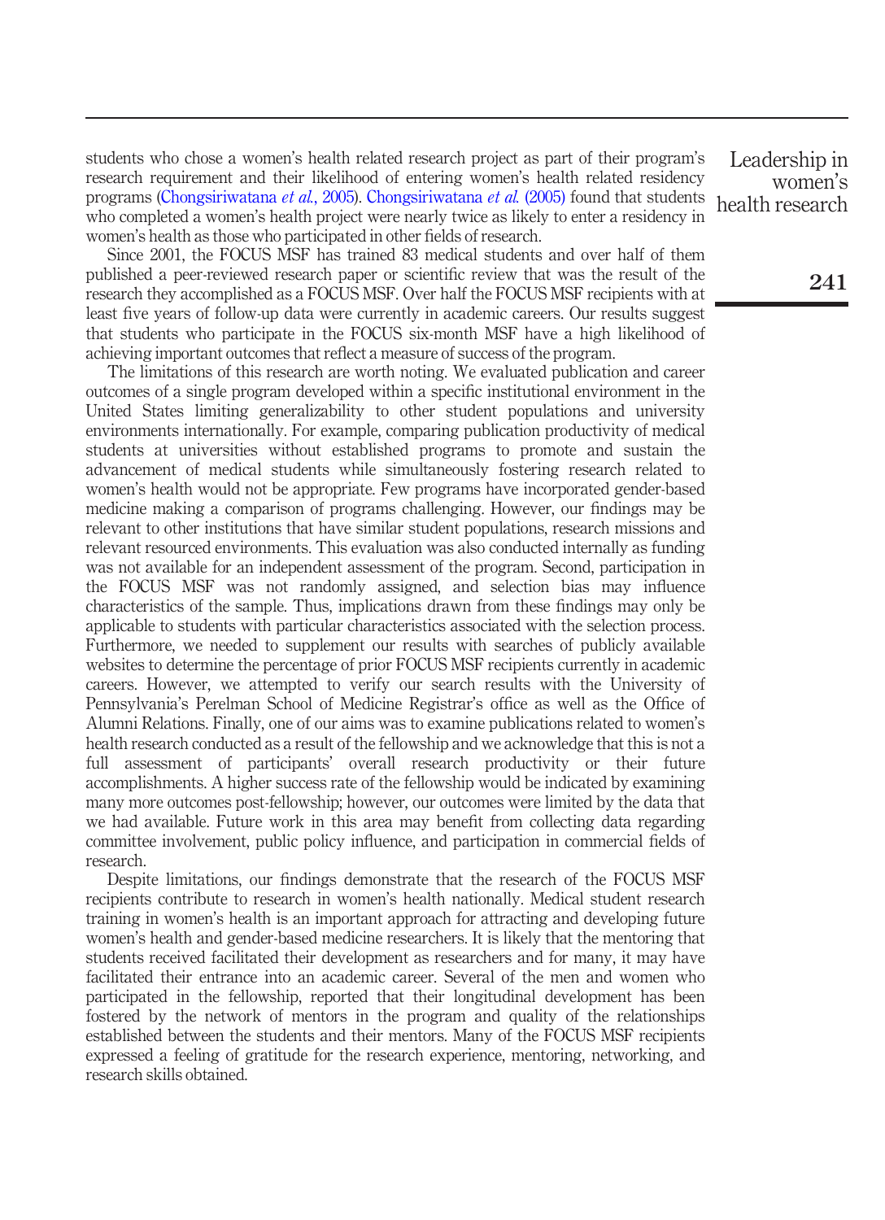students who chose a women's health related research project as part of their program's research requirement and their likelihood of entering women's health related residency programs (Chongsiriwatana *et al.*, 2005). Chongsiriwatana *et al.* (2005) found that students who completed a women's health project were nearly twice as likely to enter a residency in women's health as those who participated in other fields of research.

Since 2001, the FOCUS MSF has trained 83 medical students and over half of them published a peer-reviewed research paper or scientific review that was the result of the research they accomplished as a FOCUS MSF. Over half the FOCUS MSF recipients with at least five years of follow-up data were currently in academic careers. Our results suggest that students who participate in the FOCUS six-month MSF have a high likelihood of achieving important outcomes that reflect a measure of success of the program.

The limitations of this research are worth noting. We evaluated publication and career outcomes of a single program developed within a specific institutional environment in the United States limiting generalizability to other student populations and university environments internationally. For example, comparing publication productivity of medical students at universities without established programs to promote and sustain the advancement of medical students while simultaneously fostering research related to women's health would not be appropriate. Few programs have incorporated gender-based medicine making a comparison of programs challenging. However, our findings may be relevant to other institutions that have similar student populations, research missions and relevant resourced environments. This evaluation was also conducted internally as funding was not available for an independent assessment of the program. Second, participation in the FOCUS MSF was not randomly assigned, and selection bias may influence characteristics of the sample. Thus, implications drawn from these findings may only be applicable to students with particular characteristics associated with the selection process. Furthermore, we needed to supplement our results with searches of publicly available websites to determine the percentage of prior FOCUS MSF recipients currently in academic careers. However, we attempted to verify our search results with the University of Pennsylvania's Perelman School of Medicine Registrar's office as well as the Office of Alumni Relations. Finally, one of our aims was to examine publications related to women's health research conducted as a result of the fellowship and we acknowledge that this is not a full assessment of participants' overall research productivity or their future accomplishments. A higher success rate of the fellowship would be indicated by examining many more outcomes post-fellowship; however, our outcomes were limited by the data that we had available. Future work in this area may benefit from collecting data regarding committee involvement, public policy influence, and participation in commercial fields of research.

Despite limitations, our findings demonstrate that the research of the FOCUS MSF recipients contribute to research in women's health nationally. Medical student research training in women's health is an important approach for attracting and developing future women's health and gender-based medicine researchers. It is likely that the mentoring that students received facilitated their development as researchers and for many, it may have facilitated their entrance into an academic career. Several of the men and women who participated in the fellowship, reported that their longitudinal development has been fostered by the network of mentors in the program and quality of the relationships established between the students and their mentors. Many of the FOCUS MSF recipients expressed a feeling of gratitude for the research experience, mentoring, networking, and research skills obtained.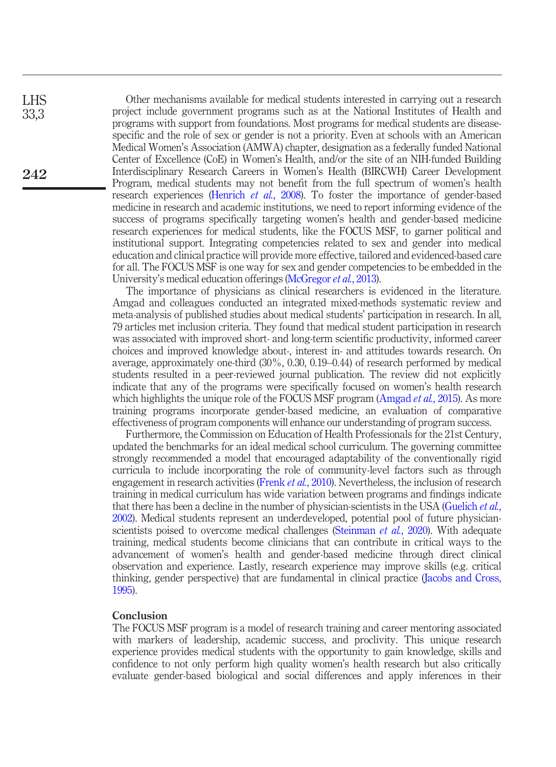Other mechanisms available for medical students interested in carrying out a research project include government programs such as at the National Institutes of Health and programs with support from foundations. Most programs for medical students are disease-specific and the role of sex or gender is not a priority. Even at schools with an American Medical Women's Association (AMWA) chapter, designation as a federally funded National Center of Excellence (CoE) in Women's Health, and/or the site of an NIH-funded Building Interdisciplinary Research Careers in Women's Health (BIRCWH) Career Development Program, medical students may not benefit from the full spectrum of women's health research experiences (Henrich *et al.*, 2008). To foster the importance of gender-based medicine in research and academic institutions, we need to report informing evidence of the success of programs specifically targeting women's health and gender-based medicine research experiences for medical students, like the FOCUS MSF, to garner political and institutional support. Integrating competencies related to sex and gender into medical education and clinical practice will provide more effective, tailored and evidenced-based care for all. The FOCUS MSF is one way for sex and gender competencies to be embedded in the University's medical education offerings (McGregor *et al.*, 2013).

The importance of physicians as clinical researchers is evidenced in the literature. Amgad and colleagues conducted an integrated mixed-methods systematic review and meta-analysis of published studies about medical students' participation in research. In all, 79 articles met inclusion criteria. They found that medical student participation in research was associated with improved short- and long-term scientific productivity, informed career choices and improved knowledge about-, interest in- and attitudes towards research. On average, approximately one-third (30%, 0.30, 0.19–0.44) of research performed by medical students resulted in a peer-reviewed journal publication. The review did not explicitly indicate that any of the programs were specifically focused on women's health research which highlights the unique role of the FOCUS MSF program (Amgad *et al.*, 2015). As more training programs incorporate gender-based medicine, an evaluation of comparative effectiveness of program components will enhance our understanding of program success.

Furthermore, the Commission on Education of Health Professionals for the 21st Century, updated the benchmarks for an ideal medical school curriculum. The governing committee strongly recommended a model that encouraged adaptability of the conventionally rigid curricula to include incorporating the role of community-level factors such as through engagement in research activities (Frenk *et al.*, 2010). Nevertheless, the inclusion of research training in medical curriculum has wide variation between programs and findings indicate that there has been a decline in the number of physician-scientists in the USA (Guelich *et al.*, 2002). Medical students represent an underdeveloped, potential pool of future physician-scientists poised to overcome medical challenges (Steinman *et al.*, 2020). With adequate training, medical students become clinicians that can contribute in critical ways to the advancement of women's health and gender-based medicine through direct clinical observation and experience. Lastly, research experience may improve skills (e.g. critical thinking, gender perspective) that are fundamental in clinical practice (Jacobs and Cross, 1995).

## Conclusion

The FOCUS MSF program is a model of research training and career mentoring associated with markers of leadership, academic success, and proclivity. This unique research experience provides medical students with the opportunity to gain knowledge, skills and confidence to not only perform high quality women's health research but also critically evaluate gender-based biological and social differences and apply inferences in their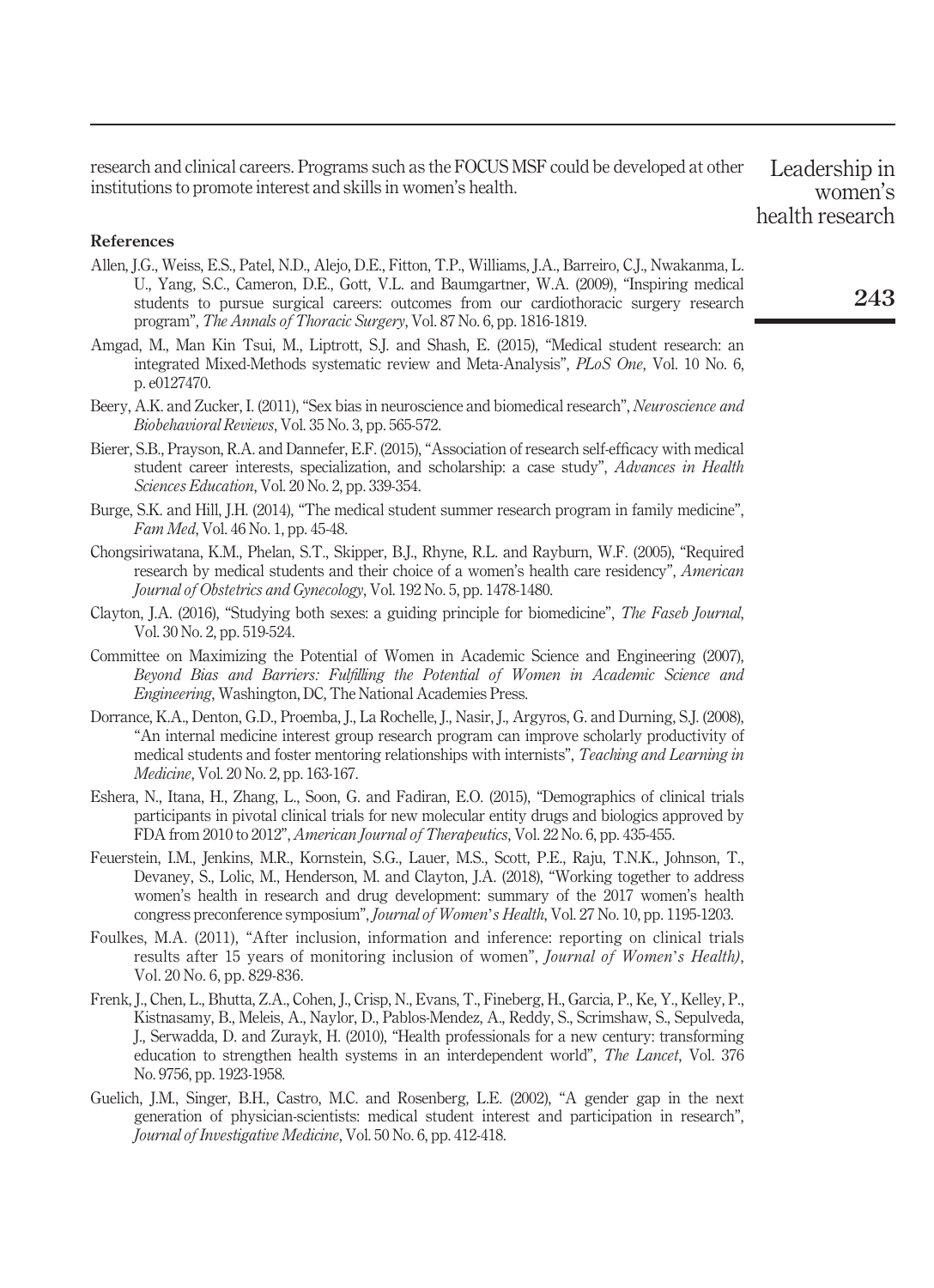research and clinical careers. Programs such as the FOCUS MSF could be developed at other institutions to promote interest and skills in women's health.

### References

Allen, J.G., Weiss, E.S., Patel, N.D., Alejo, D.E., Fitton, T.P., Williams, J.A., Barreiro, C.J., Nwakanma, L. U., Yang, S.C., Cameron, D.E., Gott, V.L. and Baumgartner, W.A. (2009), "Inspiring medical students to pursue surgical careers: outcomes from our cardiothoracic surgery research program", *The Annals of Thoracic Surgery*, Vol. 87 No. 6, pp. 1816-1819.

Amgad, M., Man Kin Tsui, M., Liptrott, S.J. and Shash, E. (2015), "Medical student research: an integrated Mixed-Methods systematic review and Meta-Analysis", *PLoS One*, Vol. 10 No. 6, p. e0127470.

Beery, A.K. and Zucker, I. (2011), "Sex bias in neuroscience and biomedical research", *Neuroscience and Biobehavioral Reviews*, Vol. 35 No. 3, pp. 565-572.

Bierer, S.B., Prayson, R.A. and Dannefer, E.F. (2015), "Association of research self-efficacy with medical student career interests, specialization, and scholarship: a case study", *Advances in Health Sciences Education*, Vol. 20 No. 2, pp. 339-354.

Burge, S.K. and Hill, J.H. (2014), "The medical student summer research program in family medicine", *Fam Med*, Vol. 46 No. 1, pp. 45-48.

Chongsiriwatana, K.M., Phelan, S.T., Skipper, B.J., Rhyne, R.L. and Rayburn, W.F. (2005), "Required research by medical students and their choice of a women's health care residency", *American Journal of Obstetrics and Gynecology*, Vol. 192 No. 5, pp. 1478-1480.

Clayton, J.A. (2016), "Studying both sexes: a guiding principle for biomedicine", *The Faseb Journal*, Vol. 30 No. 2, pp. 519-524.

Committee on Maximizing the Potential of Women in Academic Science and Engineering (2007), *Beyond Bias and Barriers: Fulfilling the Potential of Women in Academic Science and Engineering*, Washington, DC, The National Academies Press.

Dorrance, K.A., Denton, G.D., Proemba, J., La Rochelle, J., Nasir, J., Argyros, G. and Durning, S.J. (2008), "An internal medicine interest group research program can improve scholarly productivity of medical students and foster mentoring relationships with internists", *Teaching and Learning in Medicine*, Vol. 20 No. 2, pp. 163-167.

Eshera, N., Itana, H., Zhang, L., Soon, G. and Fadiran, E.O. (2015), "Demographics of clinical trials participants in pivotal clinical trials for new molecular entity drugs and biologics approved by FDA from 2010 to 2012", *American Journal of Therapeutics*, Vol. 22 No. 6, pp. 435-455.

Feuerstein, I.M., Jenkins, M.R., Kornstein, S.G., Lauer, M.S., Scott, P.E., Raju, T.N.K., Johnson, T., Devaney, S., Lolic, M., Henderson, M. and Clayton, J.A. (2018), "Working together to address women's health in research and drug development: summary of the 2017 women's health congress preconference symposium", *Journal of Women's Health*, Vol. 27 No. 10, pp. 1195-1203.

Foulkes, M.A. (2011), "After inclusion, information and inference: reporting on clinical trials results after 15 years of monitoring inclusion of women", *Journal of Women's Health)*, Vol. 20 No. 6, pp. 829-836.

Frenk, J., Chen, L., Bhutta, Z.A., Cohen, J., Crisp, N., Evans, T., Fineberg, H., Garcia, P., Ke, Y., Kelley, P., Kistnasamy, B., Meleis, A., Naylor, D., Pablos-Mendez, A., Reddy, S., Scrimshaw, S., Sepulveda, J., Serwadda, D. and Zurayk, H. (2010), "Health professionals for a new century: transforming education to strengthen health systems in an interdependent world", *The Lancet*, Vol. 376 No. 9756, pp. 1923-1958.

Guelich, J.M., Singer, B.H., Castro, M.C. and Rosenberg, L.E. (2002), "A gender gap in the next generation of physician-scientists: medical student interest and participation in research", *Journal of Investigative Medicine*, Vol. 50 No. 6, pp. 412-418.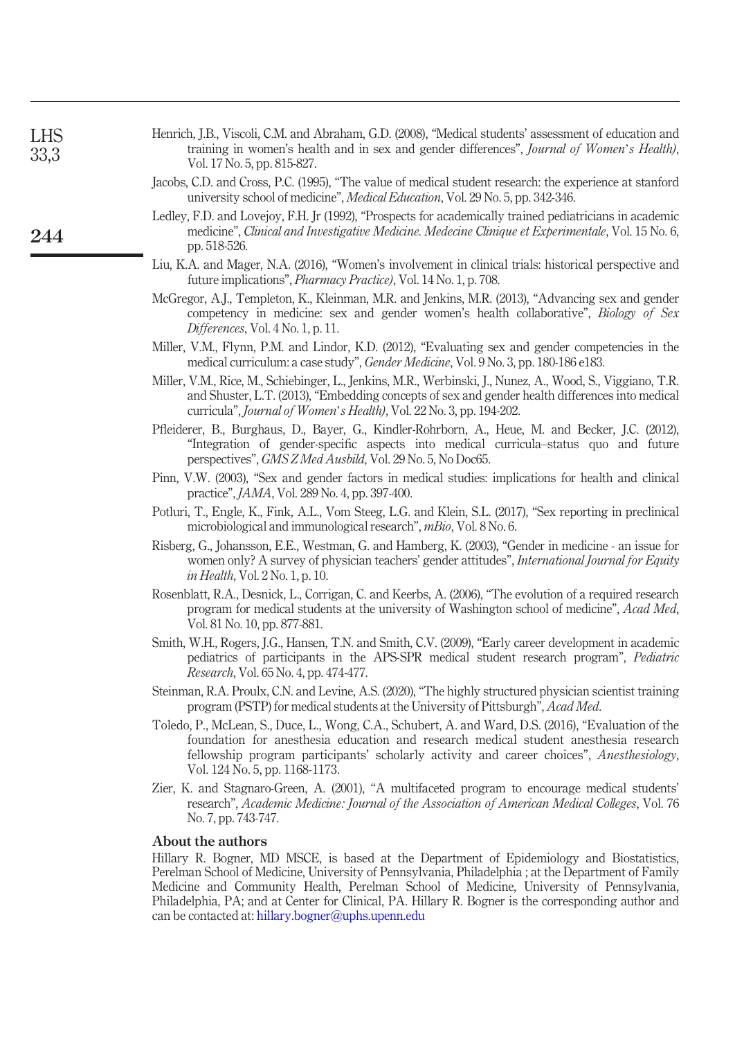Henrich, J.B., Viscoli, C.M. and Abraham, G.D. (2008), "Medical students' assessment of education and training in women's health and in sex and gender differences", *Journal of Women's Health)*, Vol. 17 No. 5, pp. 815-827.

Jacobs, C.D. and Cross, P.C. (1995), "The value of medical student research: the experience at stanford university school of medicine", *Medical Education*, Vol. 29 No. 5, pp. 342-346.

Ledley, F.D. and Lovejoy, F.H. Jr (1992), "Prospects for academically trained pediatricians in academic medicine", *Clinical and Investigative Medicine. Medecine Clinique et Experimentale*, Vol. 15 No. 6, pp. 518-526.

Liu, K.A. and Mager, N.A. (2016), "Women's involvement in clinical trials: historical perspective and future implications", *Pharmacy Practice)*, Vol. 14 No. 1, p. 708.

McGregor, A.J., Templeton, K., Kleinman, M.R. and Jenkins, M.R. (2013), "Advancing sex and gender competency in medicine: sex and gender women's health collaborative", *Biology of Sex Differences*, Vol. 4 No. 1, p. 11.

Miller, V.M., Flynn, P.M. and Lindor, K.D. (2012), "Evaluating sex and gender competencies in the medical curriculum: a case study", *Gender Medicine*, Vol. 9 No. 3, pp. 180-186 e183.

Miller, V.M., Rice, M., Schiebinger, L., Jenkins, M.R., Werbinski, J., Nunez, A., Wood, S., Viggiano, T.R. and Shuster, L.T. (2013), "Embedding concepts of sex and gender health differences into medical curricula", *Journal of Women's Health)*, Vol. 22 No. 3, pp. 194-202.

Pfleiderer, B., Burghaus, D., Bayer, G., Kindler-Rohrborn, A., Heue, M. and Becker, J.C. (2012), "Integration of gender-specific aspects into medical curricula–status quo and future perspectives", *GMS Z Med Ausbild*, Vol. 29 No. 5, No Doc65.

Pinn, V.W. (2003), "Sex and gender factors in medical studies: implications for health and clinical practice", *JAMA*, Vol. 289 No. 4, pp. 397-400.

Potluri, T., Engle, K., Fink, A.L., Vom Steeg, L.G. and Klein, S.L. (2017), "Sex reporting in preclinical microbiological and immunological research", *mBio*, Vol. 8 No. 6.

Risberg, G., Johansson, E.E., Westman, G. and Hamberg, K. (2003), "Gender in medicine - an issue for women only? A survey of physician teachers' gender attitudes", *International Journal for Equity in Health*, Vol. 2 No. 1, p. 10.

Rosenblatt, R.A., Desnick, L., Corrigan, C. and Keerbs, A. (2006), "The evolution of a required research program for medical students at the university of Washington school of medicine", *Acad Med*, Vol. 81 No. 10, pp. 877-881.

Smith, W.H., Rogers, J.G., Hansen, T.N. and Smith, C.V. (2009), "Early career development in academic pediatrics of participants in the APS-SPR medical student research program", *Pediatric Research*, Vol. 65 No. 4, pp. 474-477.

Steinman, R.A. Proulx, C.N. and Levine, A.S. (2020), "The highly structured physician scientist training program (PSTP) for medical students at the University of Pittsburgh", *Acad Med*.

Toledo, P., McLean, S., Duce, L., Wong, C.A., Schubert, A. and Ward, D.S. (2016), "Evaluation of the foundation for anesthesia education and research medical student anesthesia research fellowship program participants' scholarly activity and career choices", *Anesthesiology*, Vol. 124 No. 5, pp. 1168-1173.

Zier, K. and Stagnaro-Green, A. (2001), "A multifaceted program to encourage medical students' research", *Academic Medicine: Journal of the Association of American Medical Colleges*, Vol. 76 No. 7, pp. 743-747.

## About the authors

Hillary R. Bogner, MD MSCE, is based at the Department of Epidemiology and Biostatistics, Perelman School of Medicine, University of Pennsylvania, Philadelphia ; at the Department of Family Medicine and Community Health, Perelman School of Medicine, University of Pennsylvania, Philadelphia, PA; and at Center for Clinical, PA. Hillary R. Bogner is the corresponding author and can be contacted at: hillary.bogner@uphs.upenn.edu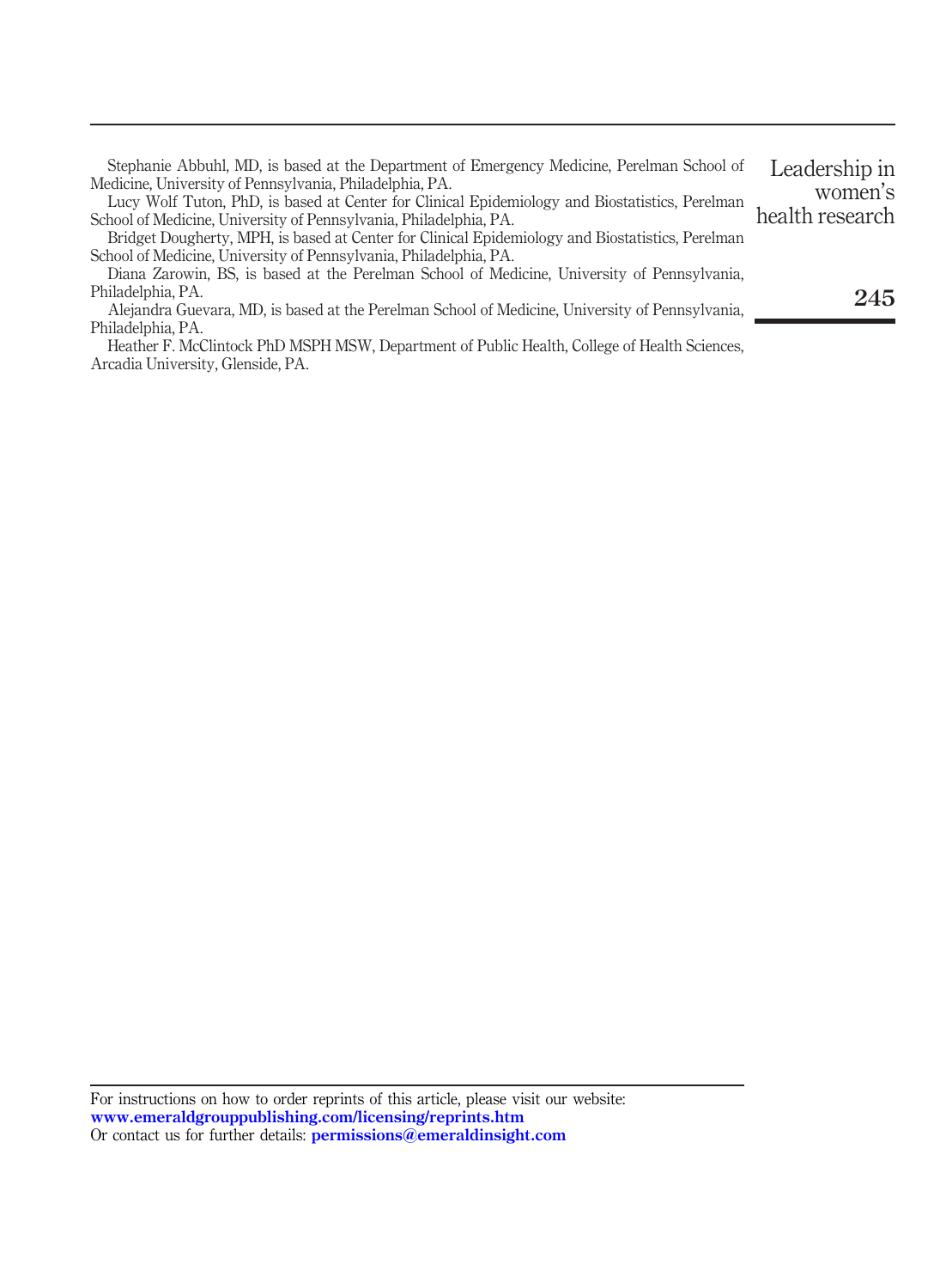Stephanie Abbuhl, MD, is based at the Department of Emergency Medicine, Perelman School of Medicine, University of Pennsylvania, Philadelphia, PA.

Lucy Wolf Tuton, PhD, is based at Center for Clinical Epidemiology and Biostatistics, Perelman School of Medicine, University of Pennsylvania, Philadelphia, PA.

Bridget Dougherty, MPH, is based at Center for Clinical Epidemiology and Biostatistics, Perelman School of Medicine, University of Pennsylvania, Philadelphia, PA.

Diana Zarowin, BS, is based at the Perelman School of Medicine, University of Pennsylvania, Philadelphia, PA.

Alejandra Guevara, MD, is based at the Perelman School of Medicine, University of Pennsylvania, Philadelphia, PA.

Heather F. McClintock PhD MSPH MSW, Department of Public Health, College of Health Sciences, Arcadia University, Glenside, PA.

---

For instructions on how to order reprints of this article, please visit our website:
**www.emeraldgrouppublishing.com/licensing/reprints.htm**
Or contact us for further details: **permissions@emeraldinsight.com**